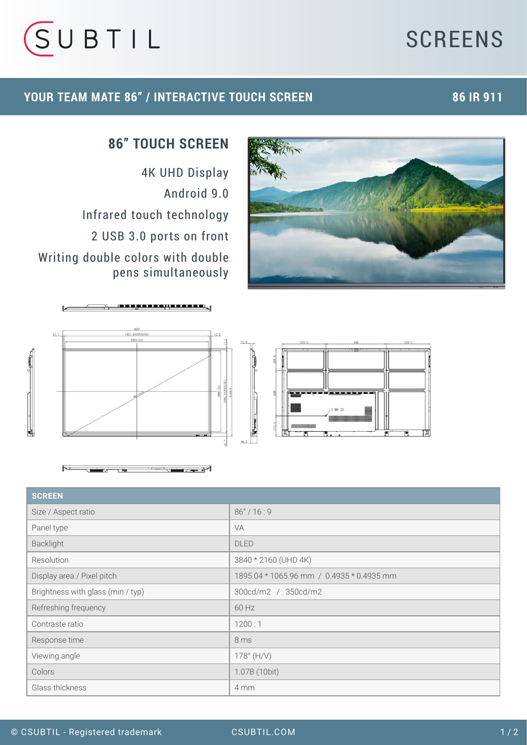# SUBTIL SCREENS

## YOUR TEAM MATE 86" / INTERACTIVE TOUCH SCREEN — 86 IR 911

### 86" TOUCH SCREEN

4K UHD Display

Android 9.0

Infrared touch technology

2 USB 3.0 ports on front

Writing double colors with double pens simultaneously

| SCREEN | |
|---|---|
| Size / Aspect ratio | 86" / 16 : 9 |
| Panel type | VA |
| Backlight | DLED |
| Resolution | 3840 * 2160 (UHD 4K) |
| Display area / Pixel pitch | 1895.04 * 1065.96 mm / 0.4935 * 0.4935 mm |
| Brightness with glass (min / typ) | 300cd/m2 / 350cd/m2 |
| Refreshing frequency | 60 Hz |
| Contraste ratio | 1200 : 1 |
| Response time | 8 ms |
| Viewing angle | 178° (H/V) |
| Colors | 1.07B (10bit) |
| Glass thickness | 4 mm |

© CSUBTIL - Registered trademark — CSUBTIL.COM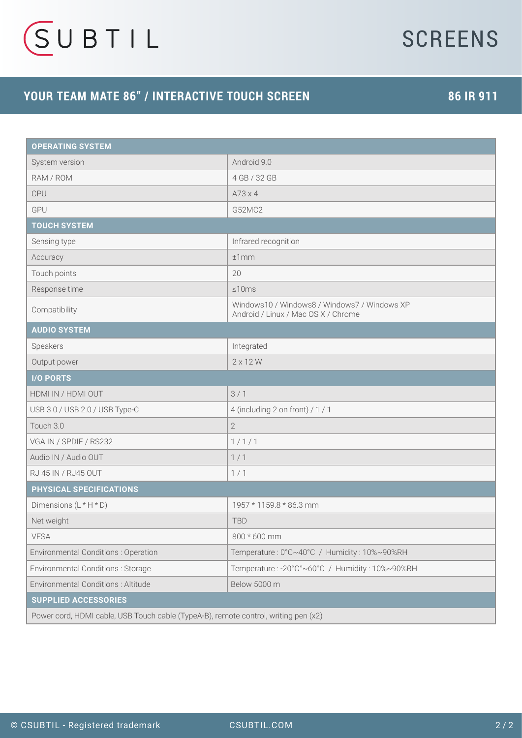## YOUR TEAM MATE 86" / INTERACTIVE TOUCH SCREEN

**86 IR 911**

| | |
|---|---|
| **OPERATING SYSTEM** | |
| System version | Android 9.0 |
| RAM / ROM | 4 GB / 32 GB |
| CPU | A73 x 4 |
| GPU | G52MC2 |
| **TOUCH SYSTEM** | |
| Sensing type | Infrared recognition |
| Accuracy | ±1mm |
| Touch points | 20 |
| Response time | ≤10ms |
| Compatibility | Windows10 / Windows8 / Windows7 / Windows XP Android / Linux / Mac OS X / Chrome |
| **AUDIO SYSTEM** | |
| Speakers | Integrated |
| Output power | 2 x 12 W |
| **I/O PORTS** | |
| HDMI IN / HDMI OUT | 3 / 1 |
| USB 3.0 / USB 2.0 / USB Type-C | 4 (including 2 on front) / 1 / 1 |
| Touch 3.0 | 2 |
| VGA IN / SPDIF / RS232 | 1 / 1 / 1 |
| Audio IN / Audio OUT | 1 / 1 |
| RJ 45 IN / RJ45 OUT | 1 / 1 |
| **PHYSICAL SPECIFICATIONS** | |
| Dimensions (L * H * D) | 1957 * 1159.8 * 86.3 mm |
| Net weight | TBD |
| VESA | 800 * 600 mm |
| Environmental Conditions : Operation | Temperature : 0°C~40°C / Humidity : 10%~90%RH |
| Environmental Conditions : Storage | Temperature : -20°C°~60°C / Humidity : 10%~90%RH |
| Environmental Conditions : Altitude | Below 5000 m |
| **SUPPLIED ACCESSORIES** | |
| Power cord, HDMI cable, USB Touch cable (TypeA-B), remote control, writing pen (x2) | |